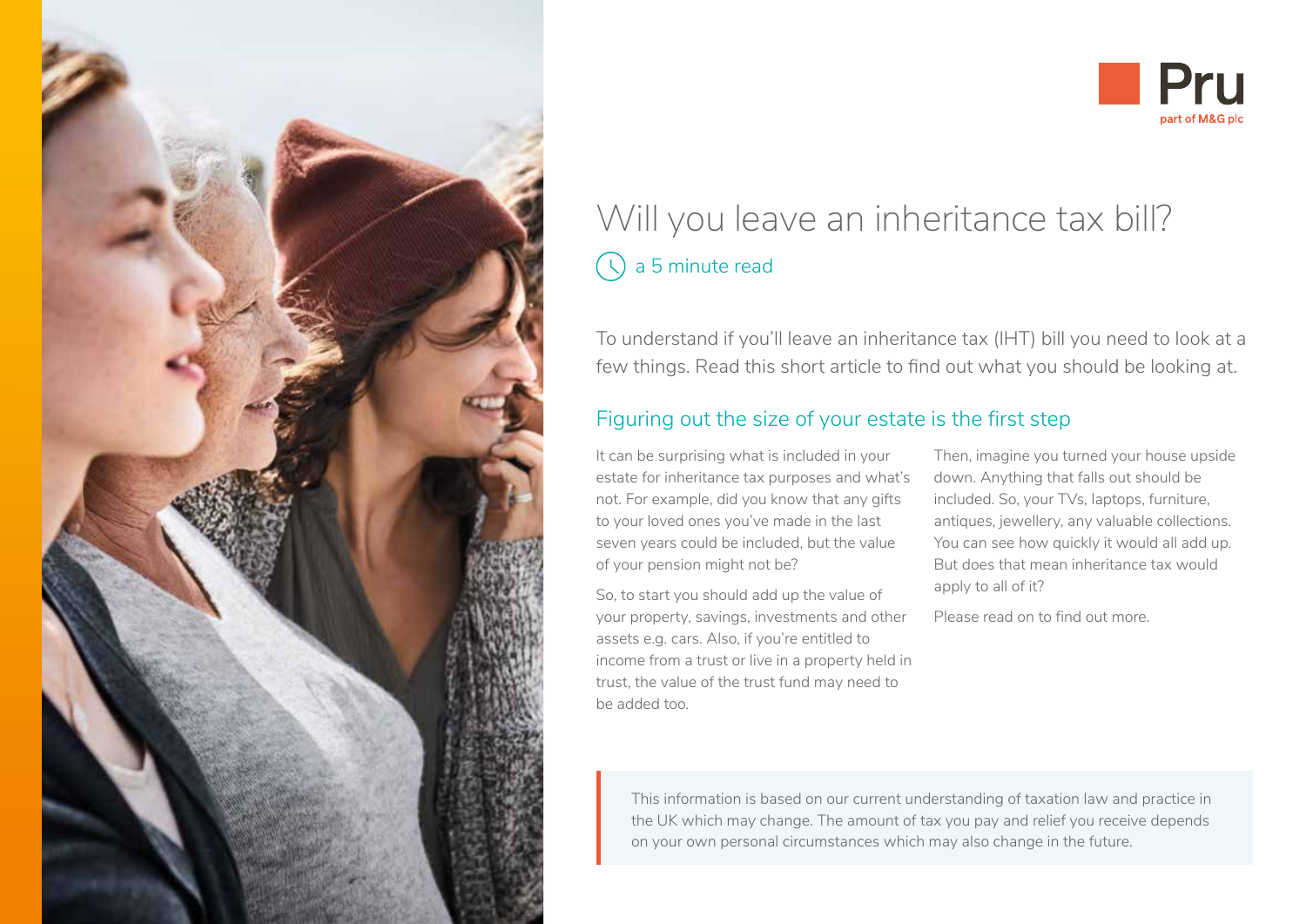Pru

part of M&G plc

# Will you leave an inheritance tax bill?

a 5 minute read

To understand if you'll leave an inheritance tax (IHT) bill you need to look at a few things. Read this short article to find out what you should be looking at.

## Figuring out the size of your estate is the first step

It can be surprising what is included in your estate for inheritance tax purposes and what's not. For example, did you know that any gifts to your loved ones you've made in the last seven years could be included, but the value of your pension might not be?

So, to start you should add up the value of your property, savings, investments and other assets e.g. cars. Also, if you're entitled to income from a trust or live in a property held in trust, the value of the trust fund may need to be added too.

Then, imagine you turned your house upside down. Anything that falls out should be included. So, your TVs, laptops, furniture, antiques, jewellery, any valuable collections. You can see how quickly it would all add up. But does that mean inheritance tax would apply to all of it?

Please read on to find out more.

This information is based on our current understanding of taxation law and practice in the UK which may change. The amount of tax you pay and relief you receive depends on your own personal circumstances which may also change in the future.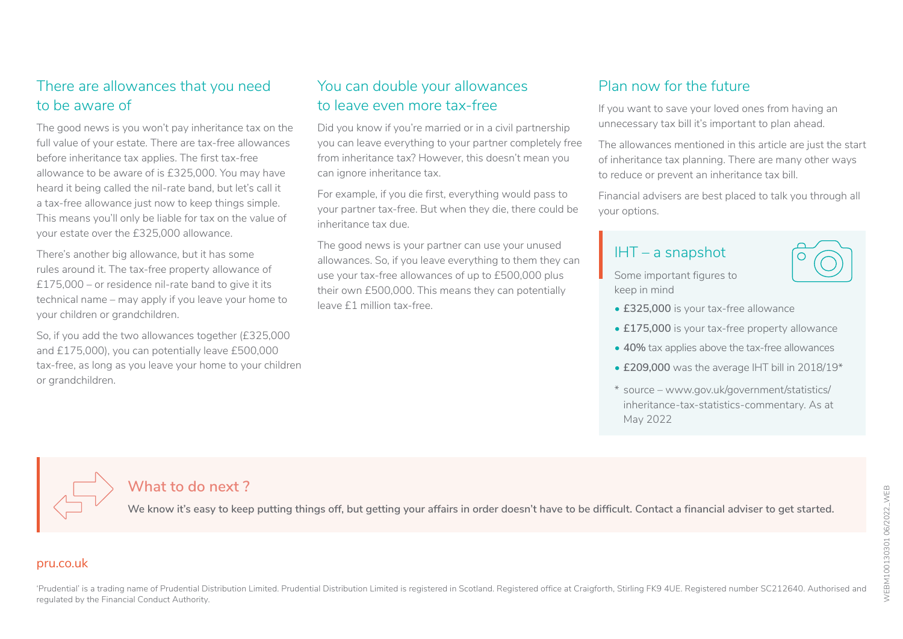## There are allowances that you need to be aware of

The good news is you won't pay inheritance tax on the full value of your estate. There are tax-free allowances before inheritance tax applies. The first tax-free allowance to be aware of is £325,000. You may have heard it being called the nil-rate band, but let's call it a tax-free allowance just now to keep things simple. This means you'll only be liable for tax on the value of your estate over the £325,000 allowance.

There's another big allowance, but it has some rules around it. The tax-free property allowance of £175,000 – or residence nil-rate band to give it its technical name – may apply if you leave your home to your children or grandchildren.

So, if you add the two allowances together (£325,000 and £175,000), you can potentially leave £500,000 tax-free, as long as you leave your home to your children or grandchildren.

## You can double your allowances to leave even more tax-free

Did you know if you're married or in a civil partnership you can leave everything to your partner completely free from inheritance tax? However, this doesn't mean you can ignore inheritance tax.

For example, if you die first, everything would pass to your partner tax-free. But when they die, there could be inheritance tax due.

The good news is your partner can use your unused allowances. So, if you leave everything to them they can use your tax-free allowances of up to £500,000 plus their own £500,000. This means they can potentially leave £1 million tax-free.

## Plan now for the future

If you want to save your loved ones from having an unnecessary tax bill it's important to plan ahead.

The allowances mentioned in this article are just the start of inheritance tax planning. There are many other ways to reduce or prevent an inheritance tax bill.

Financial advisers are best placed to talk you through all your options.

### IHT – a snapshot

Some important figures to keep in mind

- **£325,000** is your tax-free allowance
- **£175,000** is your tax-free property allowance
- **40%** tax applies above the tax-free allowances
- **£209,000** was the average IHT bill in 2018/19*

\* source – www.gov.uk/government/statistics/inheritance-tax-statistics-commentary. As at May 2022

### What to do next ?

**We know it's easy to keep putting things off, but getting your affairs in order doesn't have to be difficult. Contact a financial adviser to get started.**

pru.co.uk

'Prudential' is a trading name of Prudential Distribution Limited. Prudential Distribution Limited is registered in Scotland. Registered office at Craigforth, Stirling FK9 4UE. Registered number SC212640. Authorised and regulated by the Financial Conduct Authority.

WEBM100130301 06/2022_WEB